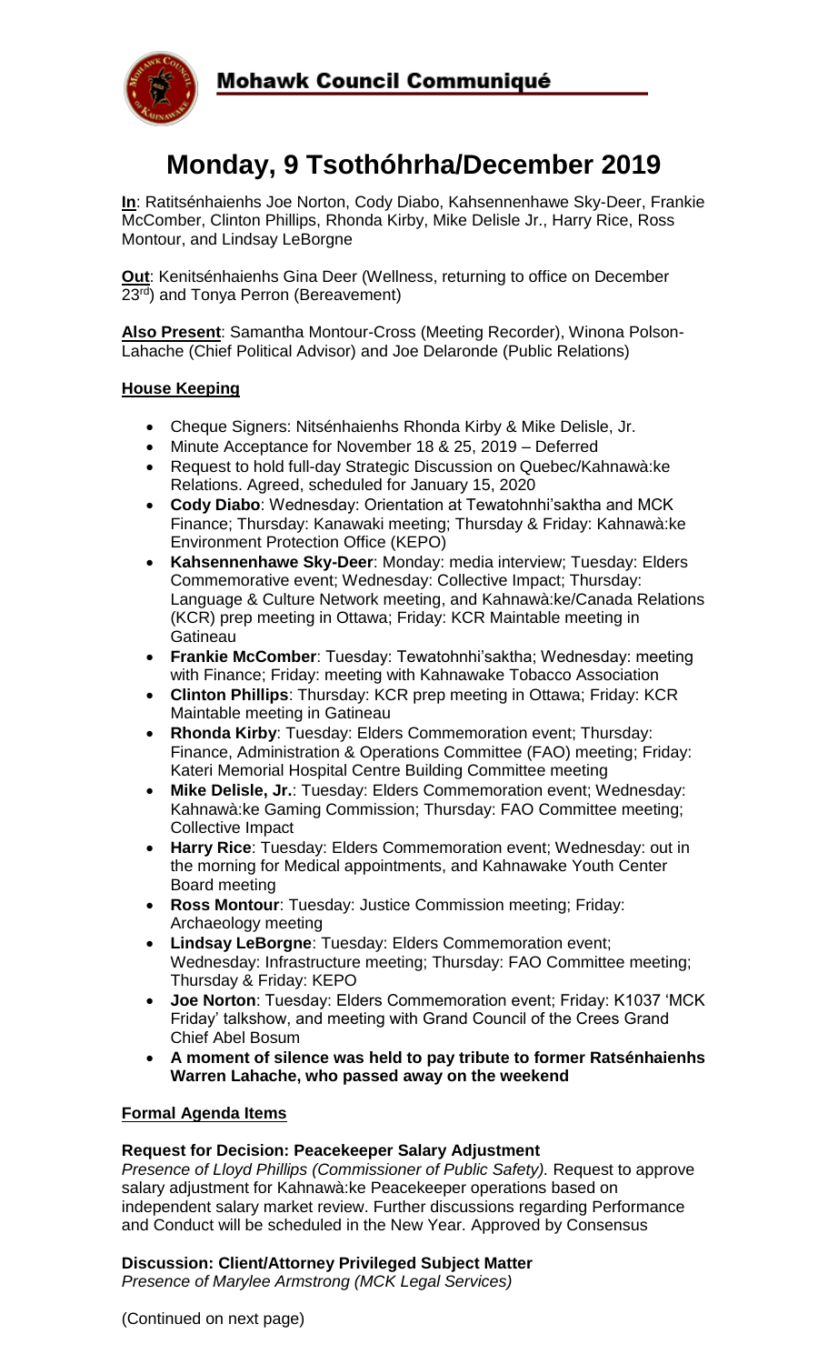**Mohawk Council Communiqué**

# Monday, 9 Tsothóhrha/December 2019

**In**: Ratitsénhaienhs Joe Norton, Cody Diabo, Kahsennenhawe Sky-Deer, Frankie McComber, Clinton Phillips, Rhonda Kirby, Mike Delisle Jr., Harry Rice, Ross Montour, and Lindsay LeBorgne

**Out**: Kenitsénhaienhs Gina Deer (Wellness, returning to office on December 23rd) and Tonya Perron (Bereavement)

**Also Present**: Samantha Montour-Cross (Meeting Recorder), Winona Polson-Lahache (Chief Political Advisor) and Joe Delaronde (Public Relations)

## House Keeping

- Cheque Signers: Nitsénhaienhs Rhonda Kirby & Mike Delisle, Jr.
- Minute Acceptance for November 18 & 25, 2019 – Deferred
- Request to hold full-day Strategic Discussion on Quebec/Kahnawà:ke Relations. Agreed, scheduled for January 15, 2020
- **Cody Diabo**: Wednesday: Orientation at Tewatohnhi'saktha and MCK Finance; Thursday: Kanawaki meeting; Thursday & Friday: Kahnawà:ke Environment Protection Office (KEPO)
- **Kahsennenhawe Sky-Deer**: Monday: media interview; Tuesday: Elders Commemorative event; Wednesday: Collective Impact; Thursday: Language & Culture Network meeting, and Kahnawà:ke/Canada Relations (KCR) prep meeting in Ottawa; Friday: KCR Maintable meeting in Gatineau
- **Frankie McComber**: Tuesday: Tewatohnhi'saktha; Wednesday: meeting with Finance; Friday: meeting with Kahnawake Tobacco Association
- **Clinton Phillips**: Thursday: KCR prep meeting in Ottawa; Friday: KCR Maintable meeting in Gatineau
- **Rhonda Kirby**: Tuesday: Elders Commemoration event; Thursday: Finance, Administration & Operations Committee (FAO) meeting; Friday: Kateri Memorial Hospital Centre Building Committee meeting
- **Mike Delisle, Jr.**: Tuesday: Elders Commemoration event; Wednesday: Kahnawà:ke Gaming Commission; Thursday: FAO Committee meeting; Collective Impact
- **Harry Rice**: Tuesday: Elders Commemoration event; Wednesday: out in the morning for Medical appointments, and Kahnawake Youth Center Board meeting
- **Ross Montour**: Tuesday: Justice Commission meeting; Friday: Archaeology meeting
- **Lindsay LeBorgne**: Tuesday: Elders Commemoration event; Wednesday: Infrastructure meeting; Thursday: FAO Committee meeting; Thursday & Friday: KEPO
- **Joe Norton**: Tuesday: Elders Commemoration event; Friday: K1037 'MCK Friday' talkshow, and meeting with Grand Council of the Crees Grand Chief Abel Bosum
- **A moment of silence was held to pay tribute to former Ratsénhaienhs Warren Lahache, who passed away on the weekend**

## Formal Agenda Items

### Request for Decision: Peacekeeper Salary Adjustment

*Presence of Lloyd Phillips (Commissioner of Public Safety).* Request to approve salary adjustment for Kahnawà:ke Peacekeeper operations based on independent salary market review. Further discussions regarding Performance and Conduct will be scheduled in the New Year. Approved by Consensus

### Discussion: Client/Attorney Privileged Subject Matter

*Presence of Marylee Armstrong (MCK Legal Services)*

(Continued on next page)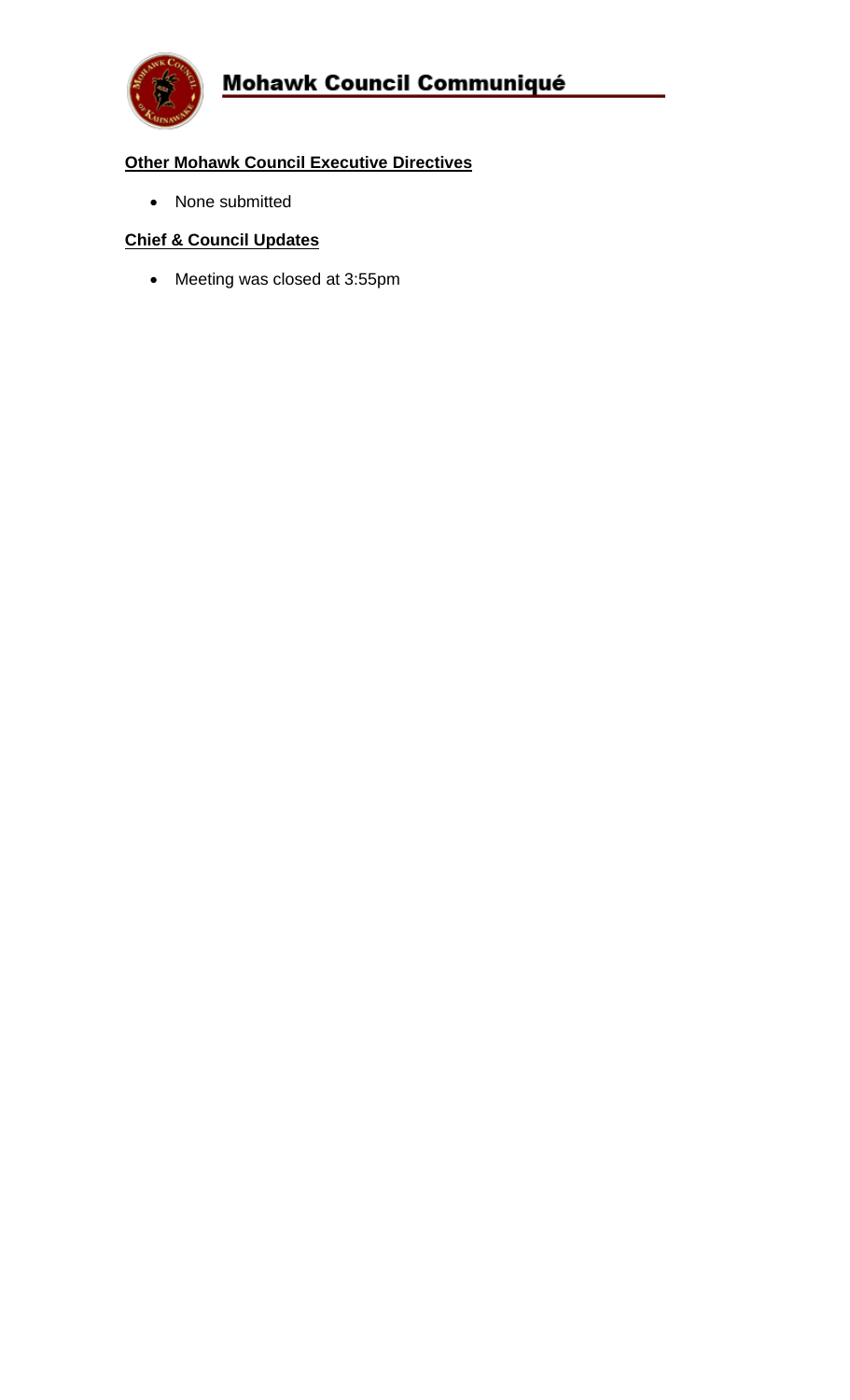**Other Mohawk Council Executive Directives**

- None submitted

**Chief & Council Updates**

- Meeting was closed at 3:55pm